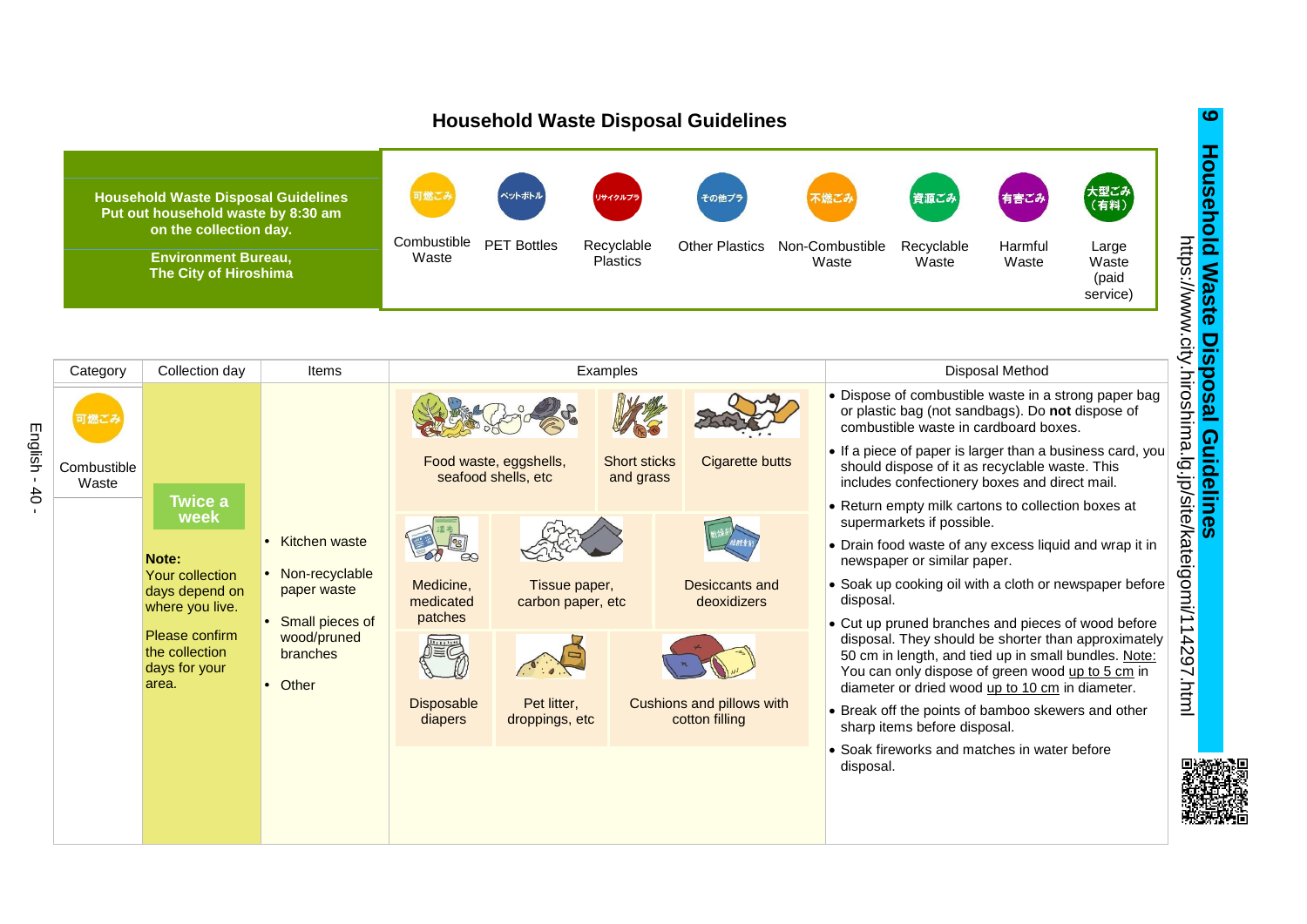# Household Waste Disposal Guidelines

**Household Waste Disposal Guidelines**
**Put out household waste by 8:30 am on the collection day.**

**Environment Bureau, The City of Hiroshima**

| 可燃ごみ | ペットボトル | リサイクルプラ | その他プラ | 不燃ごみ | 資源ごみ | 有害ごみ | 大型ごみ（有料） |
|---|---|---|---|---|---|---|---|
| Combustible Waste | PET Bottles | Recyclable Plastics | Other Plastics | Non-Combustible Waste | Recyclable Waste | Harmful Waste | Large Waste (paid service) |

| Category | Collection day | Items | Examples | Disposal Method |
|---|---|---|---|---|
| 可燃ごみ Combustible Waste | **Twice a week** <br><br> **Note:** Your collection days depend on where you live. <br><br> Please confirm the collection days for your area. | • Kitchen waste <br> • Non-recyclable paper waste <br> • Small pieces of wood/pruned branches <br> • Other | Food waste, eggshells, seafood shells, etc <br> Short sticks and grass <br> Cigarette butts <br> Medicine, medicated patches <br> Tissue paper, carbon paper, etc <br> Desiccants and deoxidizers <br> Disposable diapers <br> Pet litter, droppings, etc <br> Cushions and pillows with cotton filling | • Dispose of combustible waste in a strong paper bag or plastic bag (not sandbags). Do **not** dispose of combustible waste in cardboard boxes. <br> • If a piece of paper is larger than a business card, you should dispose of it as recyclable waste. This includes confectionery boxes and direct mail. <br> • Return empty milk cartons to collection boxes at supermarkets if possible. <br> • Drain food waste of any excess liquid and wrap it in newspaper or similar paper. <br> • Soak up cooking oil with a cloth or newspaper before disposal. <br> • Cut up pruned branches and pieces of wood before disposal. They should be shorter than approximately 50 cm in length, and tied up in small bundles. Note: You can only dispose of green wood up to 5 cm in diameter or dried wood up to 10 cm in diameter. <br> • Break off the points of bamboo skewers and other sharp items before disposal. <br> • Soak fireworks and matches in water before disposal. |

**9 Household Waste Disposal Guidelines**

https://www.city.hiroshima.lg.jp/site/kateigomi/114297.html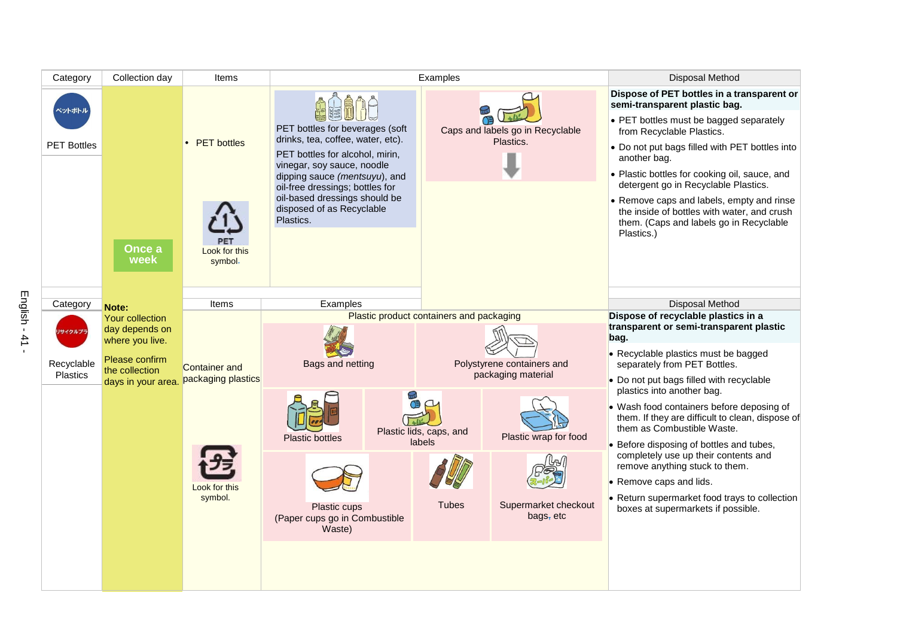| Category | Collection day | Items | Examples | | Disposal Method |
|---|---|---|---|---|---|
| ペットボトル<br>PET Bottles | Once a week | • PET bottles<br><br>PET<br>Look for this symbol. | PET bottles for beverages (soft drinks, tea, coffee, water, etc).<br>PET bottles for alcohol, mirin, vinegar, soy sauce, noodle dipping sauce (*mentsuyu*), and oil-free dressings; bottles for oil-based dressings should be disposed of as Recyclable Plastics. | Caps and labels go in Recyclable Plastics. | **Dispose of PET bottles in a transparent or semi-transparent plastic bag.**<br>• PET bottles must be bagged separately from Recyclable Plastics.<br>• Do not put bags filled with PET bottles into another bag.<br>• Plastic bottles for cooking oil, sauce, and detergent go in Recyclable Plastics.<br>• Remove caps and labels, empty and rinse the inside of bottles with water, and crush them. (Caps and labels go in Recyclable Plastics.) |

| Category | Collection day | Items | Examples | | | Disposal Method |
|---|---|---|---|---|---|---|
| リサイクルプラ<br>Recyclable Plastics | **Note:**<br>Your collection day depends on where you live.<br>Please confirm the collection days in your area. | Container and packaging plastics<br><br>プラ<br>Look for this symbol. | Plastic product containers and packaging | | | **Dispose of recyclable plastics in a transparent or semi-transparent plastic bag.**<br>• Recyclable plastics must be bagged separately from PET Bottles.<br>• Do not put bags filled with recyclable plastics into another bag.<br>• Wash food containers before deposing of them. If they are difficult to clean, dispose of them as Combustible Waste.<br>• Before disposing of bottles and tubes, completely use up their contents and remove anything stuck to them.<br>• Remove caps and lids.<br>• Return supermarket food trays to collection boxes at supermarkets if possible. |
| | | | Bags and netting | Polystyrene containers and packaging material | | |
| | | | Plastic bottles | Plastic lids, caps, and labels | Plastic wrap for food | |
| | | | Plastic cups<br>(Paper cups go in Combustible Waste) | Tubes | Supermarket checkout bags, etc | |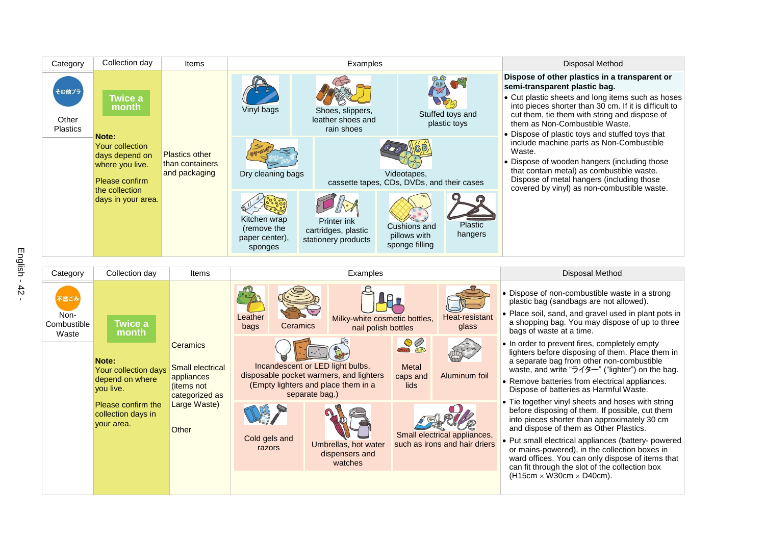| Category | Collection day | Items | Examples | Disposal Method |
|---|---|---|---|---|
| その他プラ Other Plastics | **Twice a month** **Note:** Your collection days depend on where you live. Please confirm the collection days in your area. | Plastics other than containers and packaging | Vinyl bags; Shoes, slippers, leather shoes and rain shoes; Stuffed toys and plastic toys; Dry cleaning bags; Videotapes, cassette tapes, CDs, DVDs, and their cases; Kitchen wrap (remove the paper center), sponges; Printer ink cartridges, plastic stationery products; Cushions and pillows with sponge filling; Plastic hangers | **Dispose of other plastics in a transparent or semi-transparent plastic bag.** • Cut plastic sheets and long items such as hoses into pieces shorter than 30 cm. If it is difficult to cut them, tie them with string and dispose of them as Non-Combustible Waste. • Dispose of plastic toys and stuffed toys that include machine parts as Non-Combustible Waste. • Dispose of wooden hangers (including those that contain metal) as combustible waste. Dispose of metal hangers (including those covered by vinyl) as non-combustible waste. |

| Category | Collection day | Items | Examples | Disposal Method |
|---|---|---|---|---|
| 不燃ごみ Non-Combustible Waste | **Twice a month** **Note:** Your collection days depend on where you live. Please confirm the collection days in your area. | Ceramics; Small electrical appliances (items not categorized as Large Waste); Other | Leather bags; Ceramics; Milky-white cosmetic bottles, nail polish bottles; Heat-resistant glass; Incandescent or LED light bulbs, disposable pocket warmers, and lighters (Empty lighters and place them in a separate bag.); Metal caps and lids; Aluminum foil; Cold gels and razors; Umbrellas, hot water dispensers and watches; Small electrical appliances, such as irons and hair driers | • Dispose of non-combustible waste in a strong plastic bag (sandbags are not allowed). • Place soil, sand, and gravel used in plant pots in a shopping bag. You may dispose of up to three bags of waste at a time. • In order to prevent fires, completely empty lighters before disposing of them. Place them in a separate bag from other non-combustible waste, and write "ライター" ("lighter") on the bag. • Remove batteries from electrical appliances. Dispose of batteries as Harmful Waste. • Tie together vinyl sheets and hoses with string before disposing of them. If possible, cut them into pieces shorter than approximately 30 cm and dispose of them as Other Plastics. • Put small electrical appliances (battery- powered or mains-powered), in the collection boxes in ward offices. You can only dispose of items that can fit through the slot of the collection box (H15cm × W30cm × D40cm). |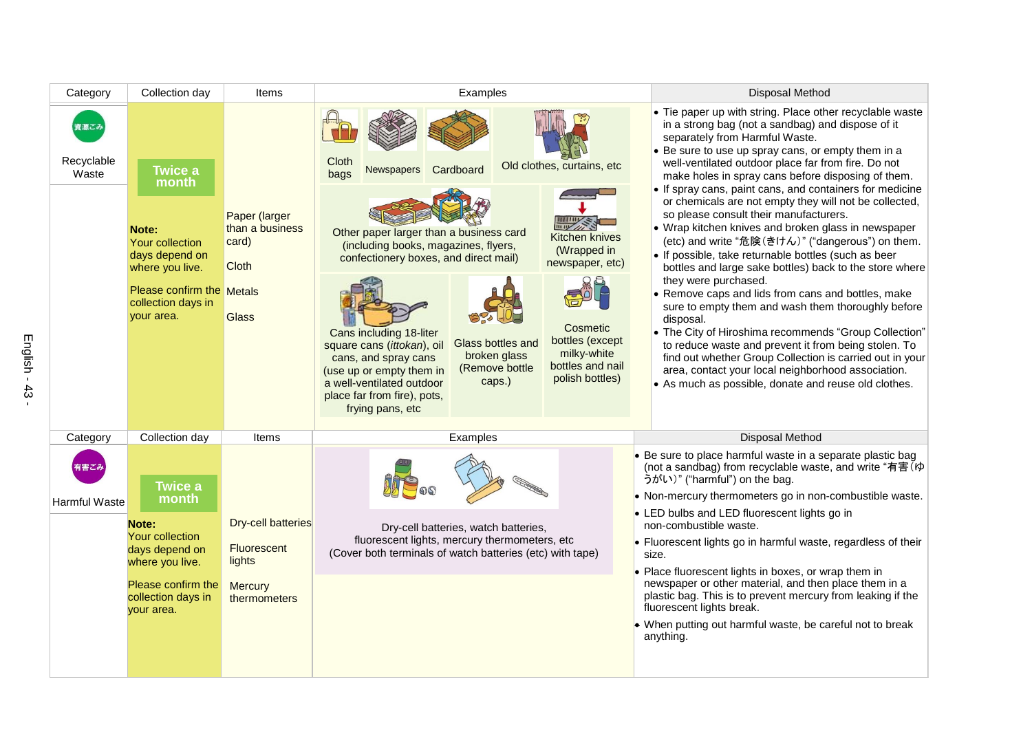| Category | Collection day | Items | Examples | Disposal Method |
|---|---|---|---|---|
| 資源ごみ Recyclable Waste | **Twice a month** **Note:** Your collection days depend on where you live. Please confirm the collection days in your area. | Paper (larger than a business card) Cloth Metals Glass | Cloth bags; Newspapers; Cardboard; Old clothes, curtains, etc; Other paper larger than a business card (including books, magazines, flyers, confectionery boxes, and direct mail); Kitchen knives (Wrapped in newspaper, etc); Cans including 18-liter square cans (*ittokan*), oil cans, and spray cans (use up or empty them in a well-ventilated outdoor place far from fire), pots, frying pans, etc; Glass bottles and broken glass (Remove bottle caps.); Cosmetic bottles (except milky-white bottles and nail polish bottles) | • Tie paper up with string. Place other recyclable waste in a strong bag (not a sandbag) and dispose of it separately from Harmful Waste. • Be sure to use up spray cans, or empty them in a well-ventilated outdoor place far from fire. Do not make holes in spray cans before disposing of them. • If spray cans, paint cans, and containers for medicine or chemicals are not empty they will not be collected, so please consult their manufacturers. • Wrap kitchen knives and broken glass in newspaper (etc) and write "危険(きけん)" ("dangerous") on them. • If possible, take returnable bottles (such as beer bottles and large sake bottles) back to the store where they were purchased. • Remove caps and lids from cans and bottles, make sure to empty them and wash them thoroughly before disposal. • The City of Hiroshima recommends "Group Collection" to reduce waste and prevent it from being stolen. To find out whether Group Collection is carried out in your area, contact your local neighborhood association. • As much as possible, donate and reuse old clothes. |

| Category | Collection day | Items | Examples | Disposal Method |
|---|---|---|---|---|
| 有害ごみ Harmful Waste | **Twice a month** **Note:** Your collection days depend on where you live. Please confirm the collection days in your area. | Dry-cell batteries Fluorescent lights Mercury thermometers | Dry-cell batteries, watch batteries, fluorescent lights, mercury thermometers, etc (Cover both terminals of watch batteries (etc) with tape) | • Be sure to place harmful waste in a separate plastic bag (not a sandbag) from recyclable waste, and write "有害(ゆうがい)" ("harmful") on the bag. • Non-mercury thermometers go in non-combustible waste. • LED bulbs and LED fluorescent lights go in non-combustible waste. • Fluorescent lights go in harmful waste, regardless of their size. • Place fluorescent lights in boxes, or wrap them in newspaper or other material, and then place them in a plastic bag. This is to prevent mercury from leaking if the fluorescent lights break. • When putting out harmful waste, be careful not to break anything. |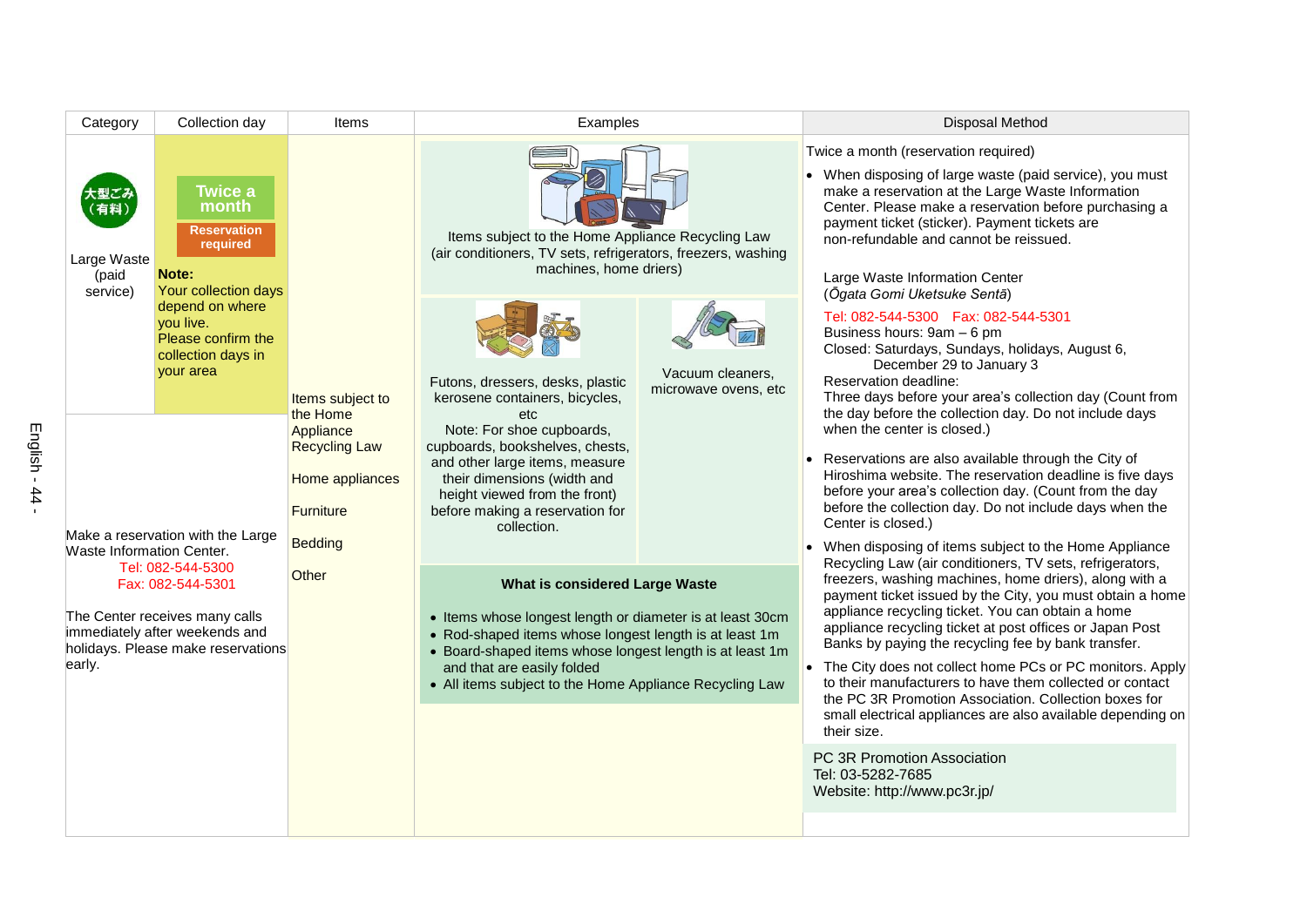| Category | Collection day | Items | Examples | Disposal Method |
| --- | --- | --- | --- | --- |
| 大型ごみ（有料） Large Waste (paid service) | **Twice a month** **Reservation required** **Note:** Your collection days depend on where you live. Please confirm the collection days in your area | Items subject to the Home Appliance Recycling Law<br><br>Home appliances<br><br>Furniture<br><br>Bedding<br><br>Other | Items subject to the Home Appliance Recycling Law (air conditioners, TV sets, refrigerators, freezers, washing machines, home driers)<br><br>Futons, dressers, desks, plastic kerosene containers, bicycles, etc<br>Note: For shoe cupboards, cupboards, bookshelves, chests, and other large items, measure their dimensions (width and height viewed from the front) before making a reservation for collection.<br><br>Vacuum cleaners, microwave ovens, etc<br><br>**What is considered Large Waste**<br>• Items whose longest length or diameter is at least 30cm<br>• Rod-shaped items whose longest length is at least 1m<br>• Board-shaped items whose longest length is at least 1m and that are easily folded<br>• All items subject to the Home Appliance Recycling Law | Twice a month (reservation required)<br><br>• When disposing of large waste (paid service), you must make a reservation at the Large Waste Information Center. Please make a reservation before purchasing a payment ticket (sticker). Payment tickets are non-refundable and cannot be reissued.<br><br>Large Waste Information Center (*Ōgata Gomi Uketsuke Sentā*)<br>Tel: 082-544-5300 Fax: 082-544-5301<br>Business hours: 9am – 6 pm<br>Closed: Saturdays, Sundays, holidays, August 6, December 29 to January 3<br>Reservation deadline:<br>Three days before your area's collection day (Count from the day before the collection day. Do not include days when the center is closed.)<br><br>• Reservations are also available through the City of Hiroshima website. The reservation deadline is five days before your area's collection day. (Count from the day before the collection day. Do not include days when the Center is closed.)<br><br>• When disposing of items subject to the Home Appliance Recycling Law (air conditioners, TV sets, refrigerators, freezers, washing machines, home driers), along with a payment ticket issued by the City, you must obtain a home appliance recycling ticket. You can obtain a home appliance recycling ticket at post offices or Japan Post Banks by paying the recycling fee by bank transfer.<br><br>• The City does not collect home PCs or PC monitors. Apply to their manufacturers to have them collected or contact the PC 3R Promotion Association. Collection boxes for small electrical appliances are also available depending on their size.<br><br>PC 3R Promotion Association<br>Tel: 03-5282-7685<br>Website: http://www.pc3r.jp/ |
| Make a reservation with the Large Waste Information Center.<br>Tel: 082-544-5300<br>Fax: 082-544-5301<br><br>The Center receives many calls immediately after weekends and holidays. Please make reservations early. | | | | |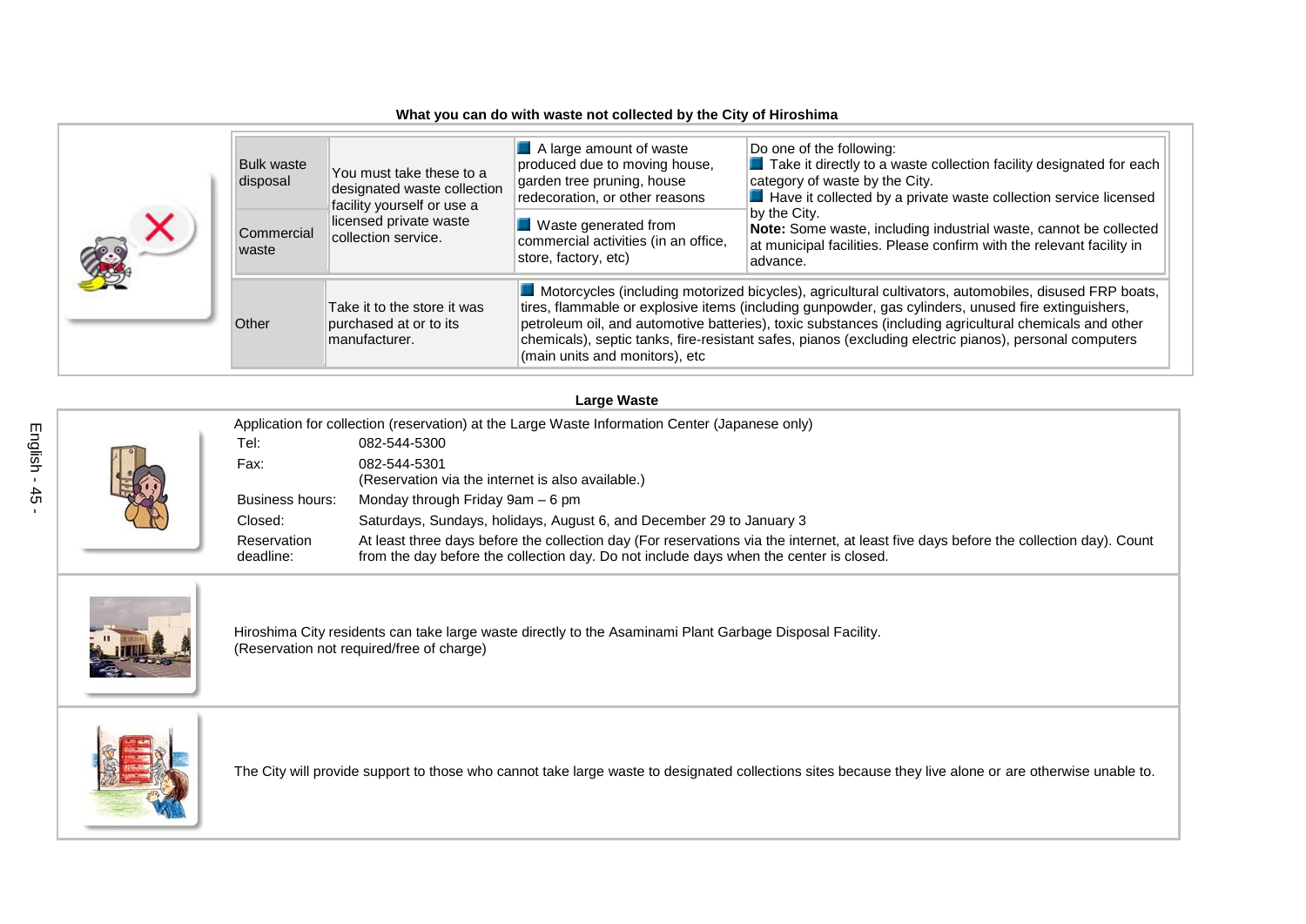## What you can do with waste not collected by the City of Hiroshima

| | | | |
|---|---|---|---|
| Bulk waste disposal | You must take these to a designated waste collection facility yourself or use a licensed private waste collection service. | A large amount of waste produced due to moving house, garden tree pruning, house redecoration, or other reasons | Do one of the following:<br>Take it directly to a waste collection facility designated for each category of waste by the City.<br>Have it collected by a private waste collection service licensed by the City.<br>**Note:** Some waste, including industrial waste, cannot be collected at municipal facilities. Please confirm with the relevant facility in advance. |
| Commercial waste | | Waste generated from commercial activities (in an office, store, factory, etc) | |
| Other | Take it to the store it was purchased at or to its manufacturer. | Motorcycles (including motorized bicycles), agricultural cultivators, automobiles, disused FRP boats, tires, flammable or explosive items (including gunpowder, gas cylinders, unused fire extinguishers, petroleum oil, and automotive batteries), toxic substances (including agricultural chemicals and other chemicals), septic tanks, fire-resistant safes, pianos (excluding electric pianos), personal computers (main units and monitors), etc | |

## Large Waste

Application for collection (reservation) at the Large Waste Information Center (Japanese only)

| | |
|---|---|
| Tel: | 082-544-5300 |
| Fax: | 082-544-5301<br>(Reservation via the internet is also available.) |
| Business hours: | Monday through Friday 9am – 6 pm |
| Closed: | Saturdays, Sundays, holidays, August 6, and December 29 to January 3 |
| Reservation deadline: | At least three days before the collection day (For reservations via the internet, at least five days before the collection day). Count from the day before the collection day. Do not include days when the center is closed. |

Hiroshima City residents can take large waste directly to the Asaminami Plant Garbage Disposal Facility.
(Reservation not required/free of charge)

The City will provide support to those who cannot take large waste to designated collections sites because they live alone or are otherwise unable to.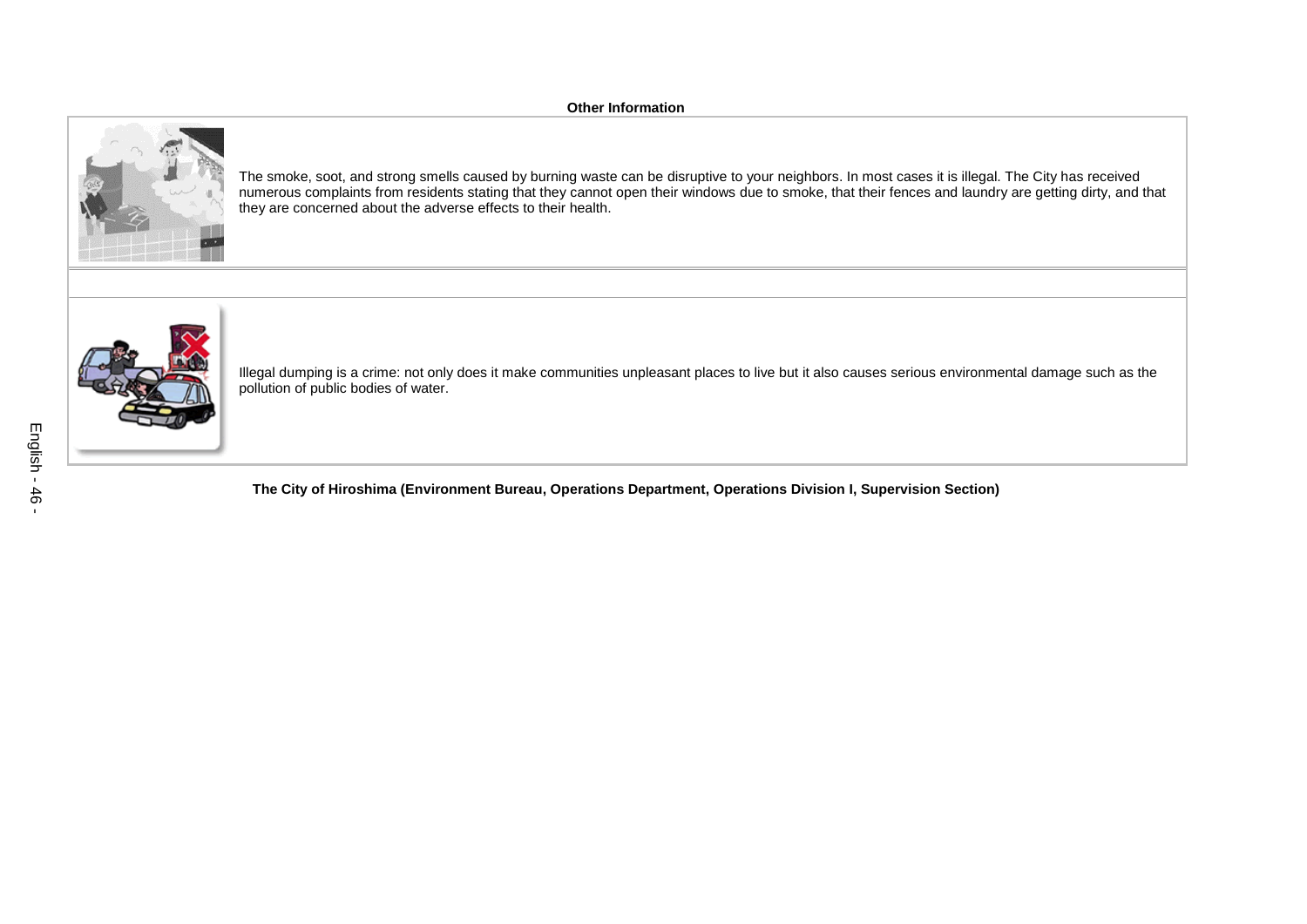## Other Information

The smoke, soot, and strong smells caused by burning waste can be disruptive to your neighbors. In most cases it is illegal. The City has received numerous complaints from residents stating that they cannot open their windows due to smoke, that their fences and laundry are getting dirty, and that they are concerned about the adverse effects to their health.

Illegal dumping is a crime: not only does it make communities unpleasant places to live but it also causes serious environmental damage such as the pollution of public bodies of water.

**The City of Hiroshima (Environment Bureau, Operations Department, Operations Division I, Supervision Section)**